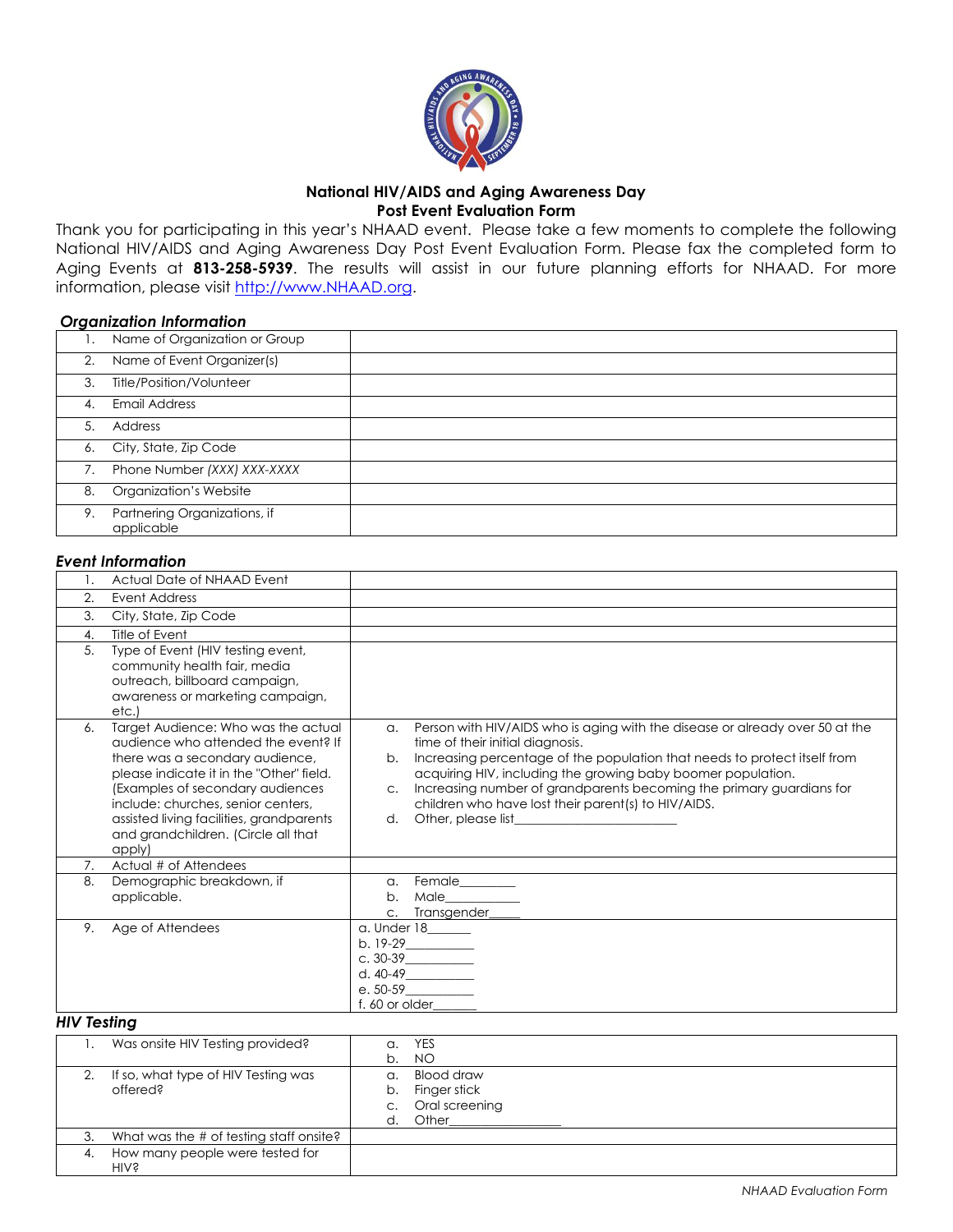## National HIV/AIDS and Aging Awareness Day
## Post Event Evaluation Form

Thank you for participating in this year's NHAAD event. Please take a few moments to complete the following National HIV/AIDS and Aging Awareness Day Post Event Evaluation Form. Please fax the completed form to Aging Events at **813-258-5939**. The results will assist in our future planning efforts for NHAAD. For more information, please visit [http://www.NHAAD.org](http://www.NHAAD.org).

### *Organization Information*

| | |
|---|---|
| 1. Name of Organization or Group | |
| 2. Name of Event Organizer(s) | |
| 3. Title/Position/Volunteer | |
| 4. Email Address | |
| 5. Address | |
| 6. City, State, Zip Code | |
| 7. Phone Number *(XXX) XXX-XXXX* | |
| 8. Organization's Website | |
| 9. Partnering Organizations, if applicable | |

### *Event Information*

| | |
|---|---|
| 1. Actual Date of NHAAD Event | |
| 2. Event Address | |
| 3. City, State, Zip Code | |
| 4. Title of Event | |
| 5. Type of Event (HIV testing event, community health fair, media outreach, billboard campaign, awareness or marketing campaign, etc.) | |
| 6. Target Audience: Who was the actual audience who attended the event? If there was a secondary audience, please indicate it in the "Other" field. (Examples of secondary audiences include: churches, senior centers, assisted living facilities, grandparents and grandchildren. (Circle all that apply) | a. Person with HIV/AIDS who is aging with the disease or already over 50 at the time of their initial diagnosis.<br>b. Increasing percentage of the population that needs to protect itself from acquiring HIV, including the growing baby boomer population.<br>c. Increasing number of grandparents becoming the primary guardians for children who have lost their parent(s) to HIV/AIDS.<br>d. Other, please list_______________________ |
| 7. Actual # of Attendees | |
| 8. Demographic breakdown, if applicable. | a. Female________<br>b. Male___________<br>c. Transgender_____ |
| 9. Age of Attendees | a. Under 18_______<br>b. 19-29__________<br>c. 30-39__________<br>d. 40-49__________<br>e. 50-59__________<br>f. 60 or older______ |

### *HIV Testing*

| | |
|---|---|
| 1. Was onsite HIV Testing provided? | a. YES<br>b. NO |
| 2. If so, what type of HIV Testing was offered? | a. Blood draw<br>b. Finger stick<br>c. Oral screening<br>d. Other________________ |
| 3. What was the # of testing staff onsite? | |
| 4. How many people were tested for HIV? | |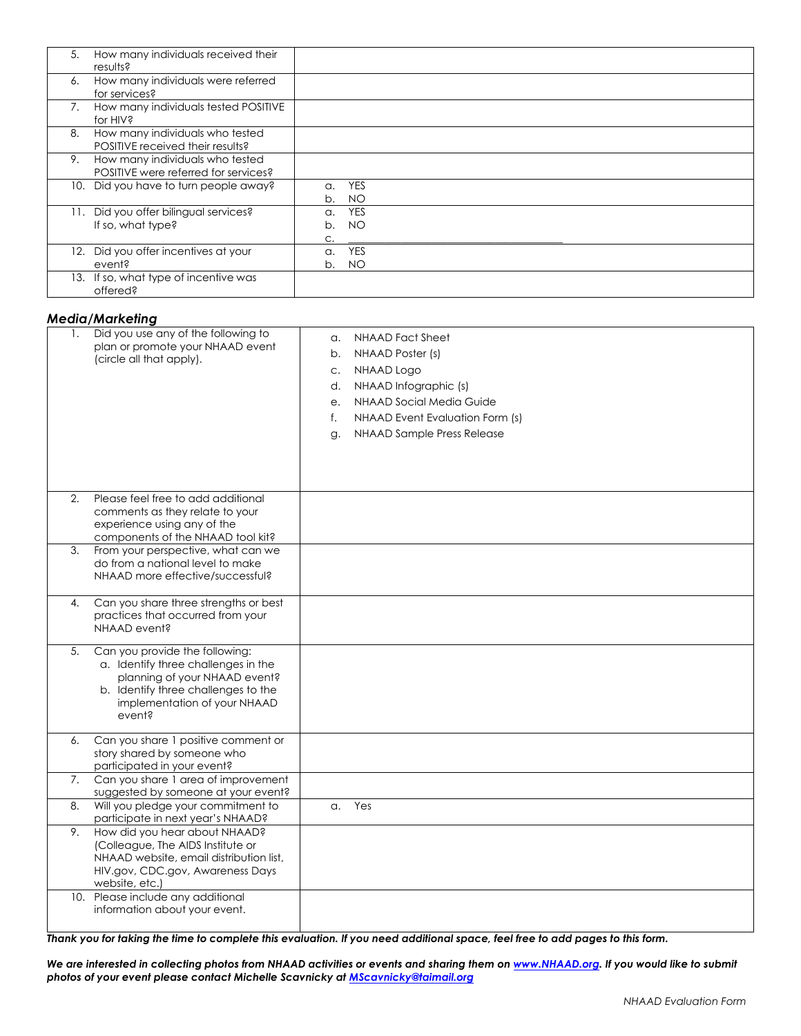| | |
|---|---|
| 5. How many individuals received their results? | |
| 6. How many individuals were referred for services? | |
| 7. How many individuals tested POSITIVE for HIV? | |
| 8. How many individuals who tested POSITIVE received their results? | |
| 9. How many individuals who tested POSITIVE were referred for services? | |
| 10. Did you have to turn people away? | a. YES<br>b. NO |
| 11. Did you offer bilingual services? If so, what type? | a. YES<br>b. NO<br>c. ___________________________ |
| 12. Did you offer incentives at your event? | a. YES<br>b. NO |
| 13. If so, what type of incentive was offered? | |

### *Media/Marketing*

| | |
|---|---|
| 1. Did you use any of the following to plan or promote your NHAAD event (circle all that apply). | a. NHAAD Fact Sheet<br>b. NHAAD Poster (s)<br>c. NHAAD Logo<br>d. NHAAD Infographic (s)<br>e. NHAAD Social Media Guide<br>f. NHAAD Event Evaluation Form (s)<br>g. NHAAD Sample Press Release |
| 2. Please feel free to add additional comments as they relate to your experience using any of the components of the NHAAD tool kit? | |
| 3. From your perspective, what can we do from a national level to make NHAAD more effective/successful? | |
| 4. Can you share three strengths or best practices that occurred from your NHAAD event? | |
| 5. Can you provide the following:<br>a. Identify three challenges in the planning of your NHAAD event?<br>b. Identify three challenges to the implementation of your NHAAD event? | |
| 6. Can you share 1 positive comment or story shared by someone who participated in your event? | |
| 7. Can you share 1 area of improvement suggested by someone at your event? | |
| 8. Will you pledge your commitment to participate in next year's NHAAD? | a. Yes |
| 9. How did you hear about NHAAD? (Colleague, The AIDS Institute or NHAAD website, email distribution list, HIV.gov, CDC.gov, Awareness Days website, etc.) | |
| 10. Please include any additional information about your event. | |

***Thank you for taking the time to complete this evaluation. If you need additional space, feel free to add pages to this form.***

***We are interested in collecting photos from NHAAD activities or events and sharing them on www.NHAAD.org. If you would like to submit photos of your event please contact Michelle Scavnicky at MScavnicky@taimail.org***